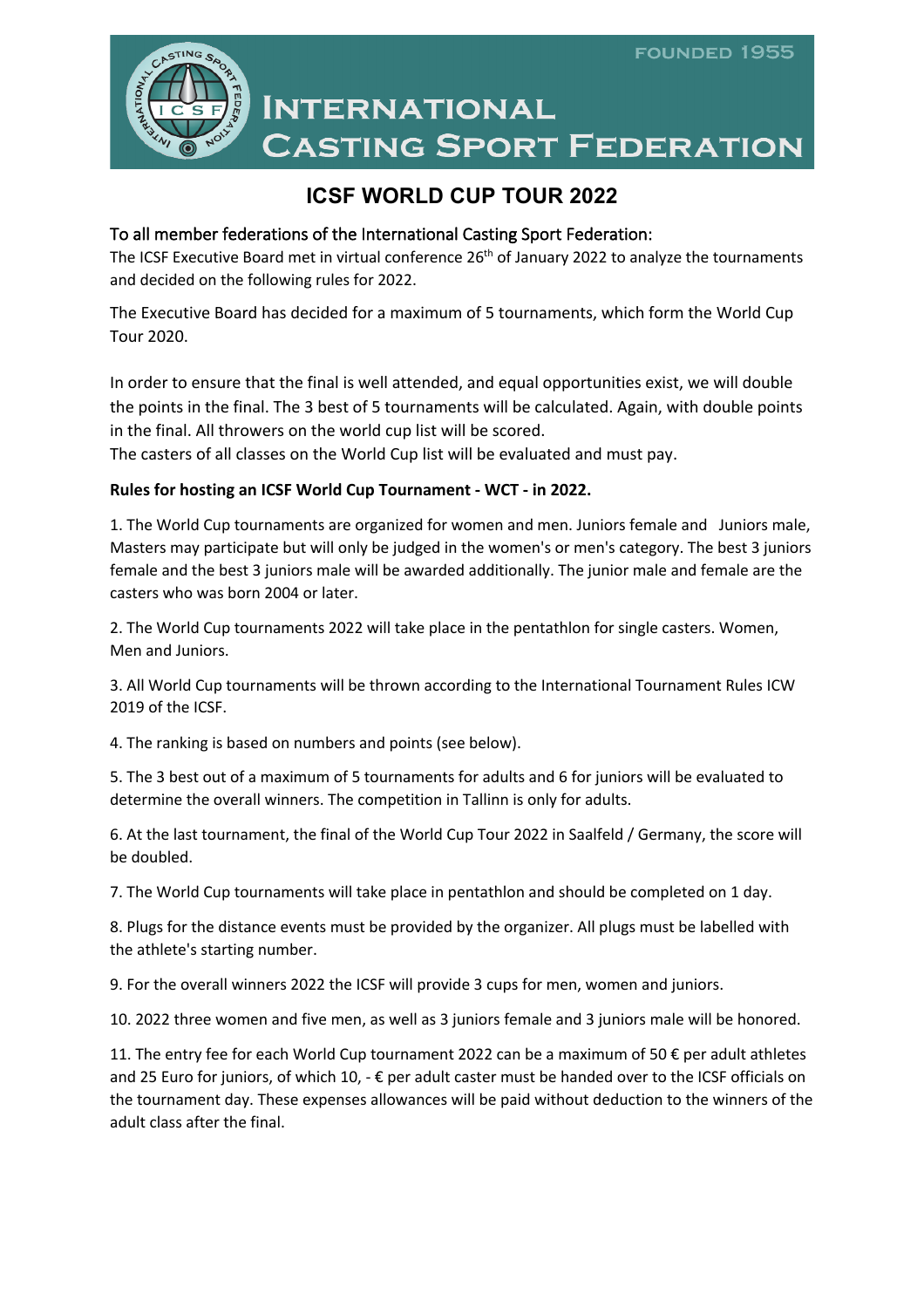FOUNDED 1955

# International Casting Sport Federation

## ICSF WORLD CUP TOUR 2022

To all member federations of the International Casting Sport Federation:
The ICSF Executive Board met in virtual conference 26th of January 2022 to analyze the tournaments and decided on the following rules for 2022.

The Executive Board has decided for a maximum of 5 tournaments, which form the World Cup Tour 2020.

In order to ensure that the final is well attended, and equal opportunities exist, we will double the points in the final. The 3 best of 5 tournaments will be calculated. Again, with double points in the final. All throwers on the world cup list will be scored.
The casters of all classes on the World Cup list will be evaluated and must pay.

**Rules for hosting an ICSF World Cup Tournament - WCT - in 2022.**

1. The World Cup tournaments are organized for women and men. Juniors female and Juniors male, Masters may participate but will only be judged in the women's or men's category. The best 3 juniors female and the best 3 juniors male will be awarded additionally. The junior male and female are the casters who was born 2004 or later.

2. The World Cup tournaments 2022 will take place in the pentathlon for single casters. Women, Men and Juniors.

3. All World Cup tournaments will be thrown according to the International Tournament Rules ICW 2019 of the ICSF.

4. The ranking is based on numbers and points (see below).

5. The 3 best out of a maximum of 5 tournaments for adults and 6 for juniors will be evaluated to determine the overall winners. The competition in Tallinn is only for adults.

6. At the last tournament, the final of the World Cup Tour 2022 in Saalfeld / Germany, the score will be doubled.

7. The World Cup tournaments will take place in pentathlon and should be completed on 1 day.

8. Plugs for the distance events must be provided by the organizer. All plugs must be labelled with the athlete's starting number.

9. For the overall winners 2022 the ICSF will provide 3 cups for men, women and juniors.

10. 2022 three women and five men, as well as 3 juniors female and 3 juniors male will be honored.

11. The entry fee for each World Cup tournament 2022 can be a maximum of 50 € per adult athletes and 25 Euro for juniors, of which 10, - € per adult caster must be handed over to the ICSF officials on the tournament day. These expenses allowances will be paid without deduction to the winners of the adult class after the final.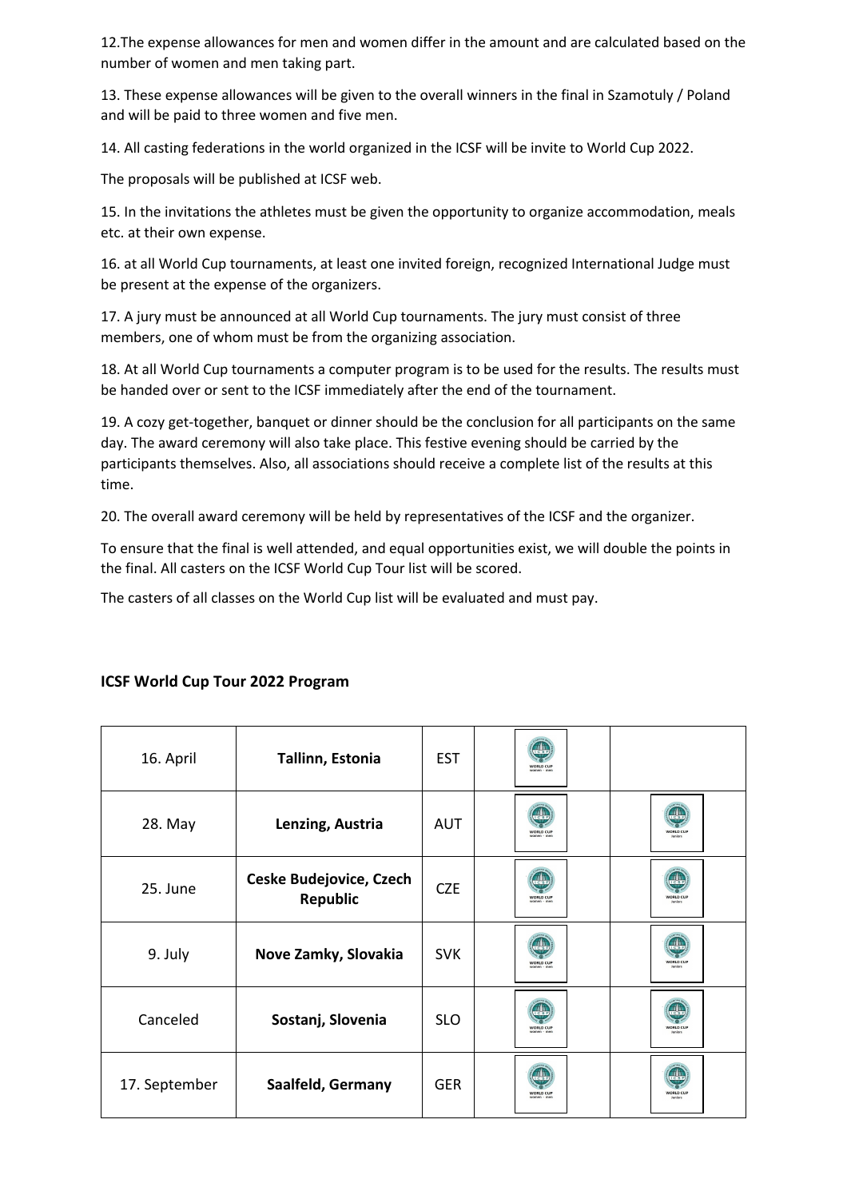12.The expense allowances for men and women differ in the amount and are calculated based on the number of women and men taking part.

13. These expense allowances will be given to the overall winners in the final in Szamotuly / Poland and will be paid to three women and five men.

14. All casting federations in the world organized in the ICSF will be invite to World Cup 2022.

The proposals will be published at ICSF web.

15. In the invitations the athletes must be given the opportunity to organize accommodation, meals etc. at their own expense.

16. at all World Cup tournaments, at least one invited foreign, recognized International Judge must be present at the expense of the organizers.

17. A jury must be announced at all World Cup tournaments. The jury must consist of three members, one of whom must be from the organizing association.

18. At all World Cup tournaments a computer program is to be used for the results. The results must be handed over or sent to the ICSF immediately after the end of the tournament.

19. A cozy get-together, banquet or dinner should be the conclusion for all participants on the same day. The award ceremony will also take place. This festive evening should be carried by the participants themselves. Also, all associations should receive a complete list of the results at this time.

20. The overall award ceremony will be held by representatives of the ICSF and the organizer.

To ensure that the final is well attended, and equal opportunities exist, we will double the points in the final. All casters on the ICSF World Cup Tour list will be scored.

The casters of all classes on the World Cup list will be evaluated and must pay.

## ICSF World Cup Tour 2022 Program

| | | | | |
|---|---|---|---|---|
| 16. April | **Tallinn, Estonia** | EST | WORLD CUP women - men | |
| 28. May | **Lenzing, Austria** | AUT | WORLD CUP women - men | WORLD CUP Juniors |
| 25. June | **Ceske Budejovice, Czech Republic** | CZE | WORLD CUP women - men | WORLD CUP Juniors |
| 9. July | **Nove Zamky, Slovakia** | SVK | WORLD CUP women - men | WORLD CUP Juniors |
| Canceled | **Sostanj, Slovenia** | SLO | WORLD CUP women - men | WORLD CUP Juniors |
| 17. September | **Saalfeld, Germany** | GER | WORLD CUP women - men | WORLD CUP Juniors |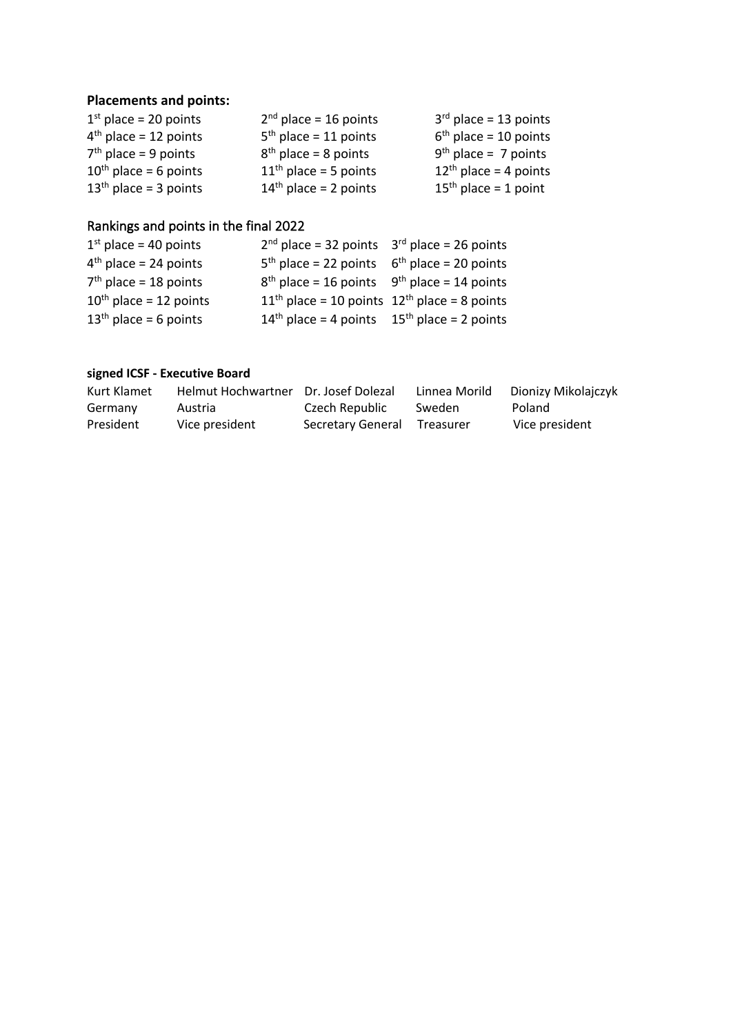**Placements and points:**

| | | |
|---|---|---|
| 1st place = 20 points | 2nd place = 16 points | 3rd place = 13 points |
| 4th place = 12 points | 5th place = 11 points | 6th place = 10 points |
| 7th place = 9 points | 8th place = 8 points | 9th place = 7 points |
| 10th place = 6 points | 11th place = 5 points | 12th place = 4 points |
| 13th place = 3 points | 14th place = 2 points | 15th place = 1 point |

Rankings and points in the final 2022

| | | |
|---|---|---|
| 1st place = 40 points | 2nd place = 32 points | 3rd place = 26 points |
| 4th place = 24 points | 5th place = 22 points | 6th place = 20 points |
| 7th place = 18 points | 8th place = 16 points | 9th place = 14 points |
| 10th place = 12 points | 11th place = 10 points | 12th place = 8 points |
| 13th place = 6 points | 14th place = 4 points | 15th place = 2 points |

**signed ICSF - Executive Board**

| | | | | |
|---|---|---|---|---|
| Kurt Klamet | Helmut Hochwartner | Dr. Josef Dolezal | Linnea Morild | Dionizy Mikolajczyk |
| Germany | Austria | Czech Republic | Sweden | Poland |
| President | Vice president | Secretary General | Treasurer | Vice president |